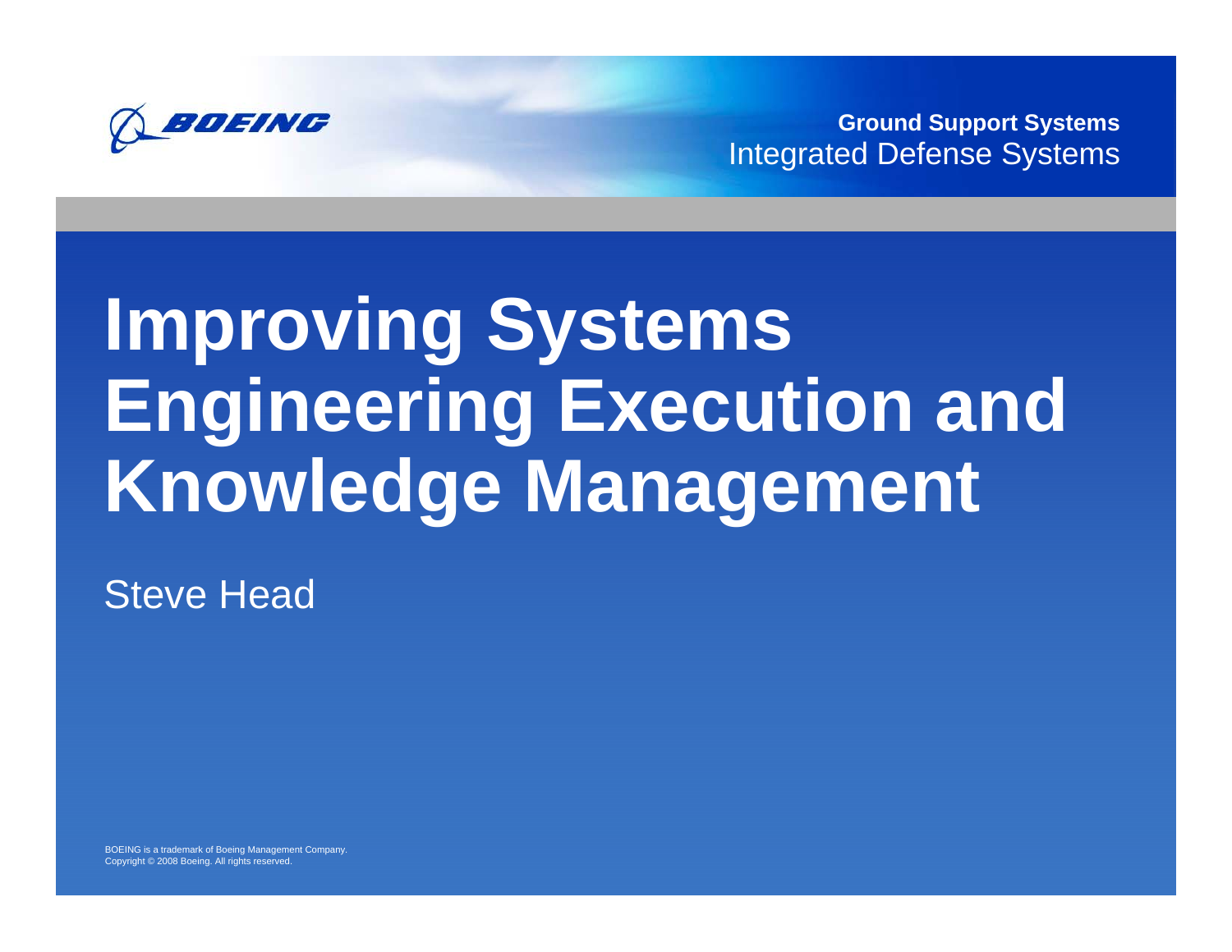Ground Support Systems
Integrated Defense Systems

# Improving Systems Engineering Execution and Knowledge Management

Steve Head

BOEING is a trademark of Boeing Management Company.
Copyright © 2008 Boeing. All rights reserved.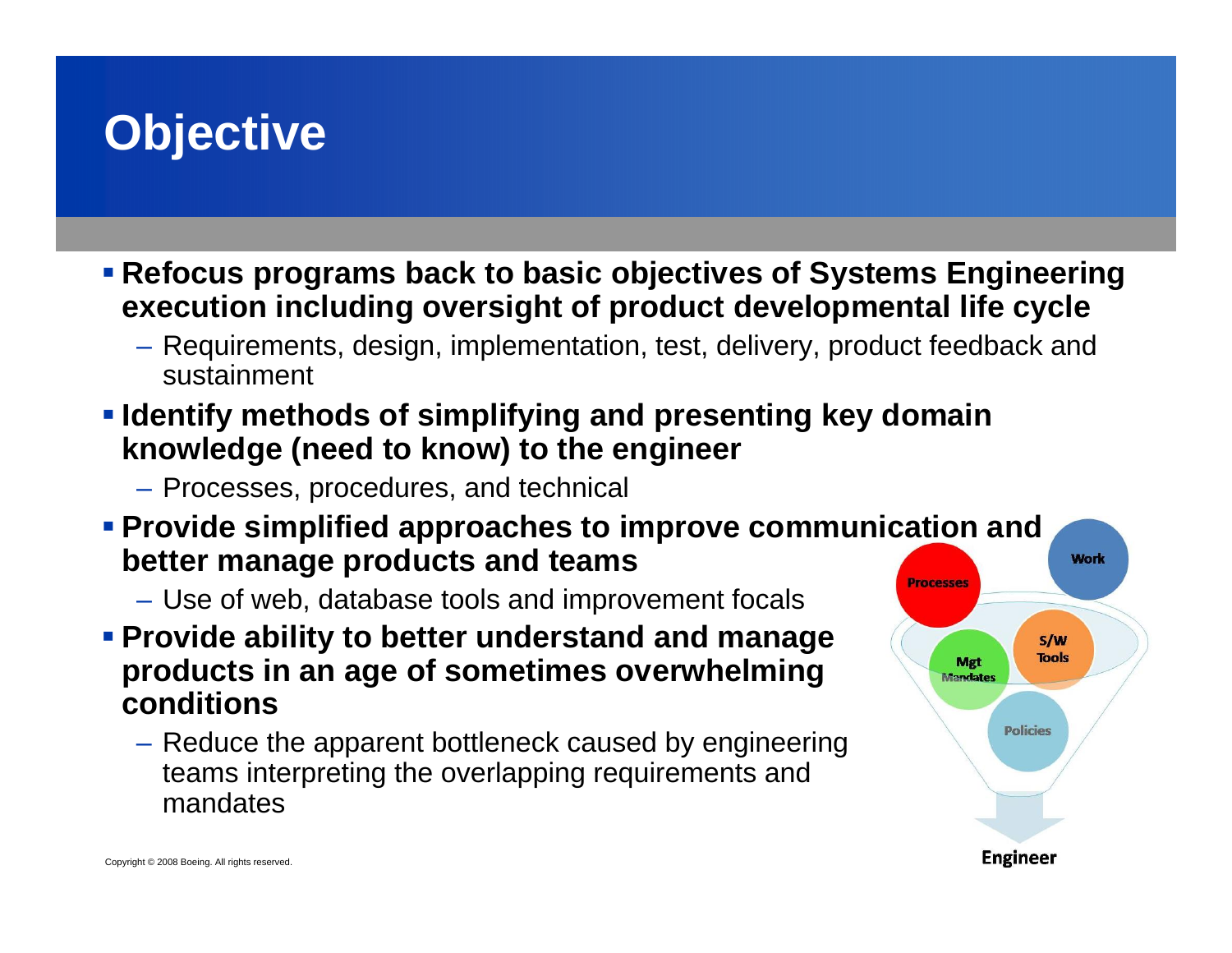# Objective

- **Refocus programs back to basic objectives of Systems Engineering execution including oversight of product developmental life cycle**
  - Requirements, design, implementation, test, delivery, product feedback and sustainment
- **Identify methods of simplifying and presenting key domain knowledge (need to know) to the engineer**
  - Processes, procedures, and technical
- **Provide simplified approaches to improve communication and better manage products and teams**
  - Use of web, database tools and improvement focals
- **Provide ability to better understand and manage products in an age of sometimes overwhelming conditions**
  - Reduce the apparent bottleneck caused by engineering teams interpreting the overlapping requirements and mandates

Processes | Work | Mgt Mandates | S/W Tools | Policies → Engineer

Copyright © 2008 Boeing. All rights reserved.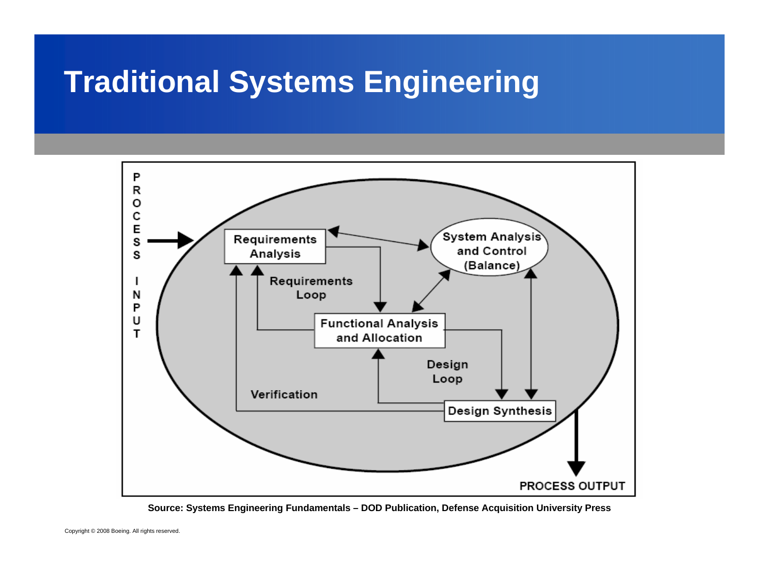# Traditional Systems Engineering

PROCESS INPUT

Requirements Analysis

System Analysis and Control (Balance)

Requirements Loop

Functional Analysis and Allocation

Design Loop

Verification

Design Synthesis

PROCESS OUTPUT

**Source: Systems Engineering Fundamentals – DOD Publication, Defense Acquisition University Press**

Copyright © 2008 Boeing. All rights reserved.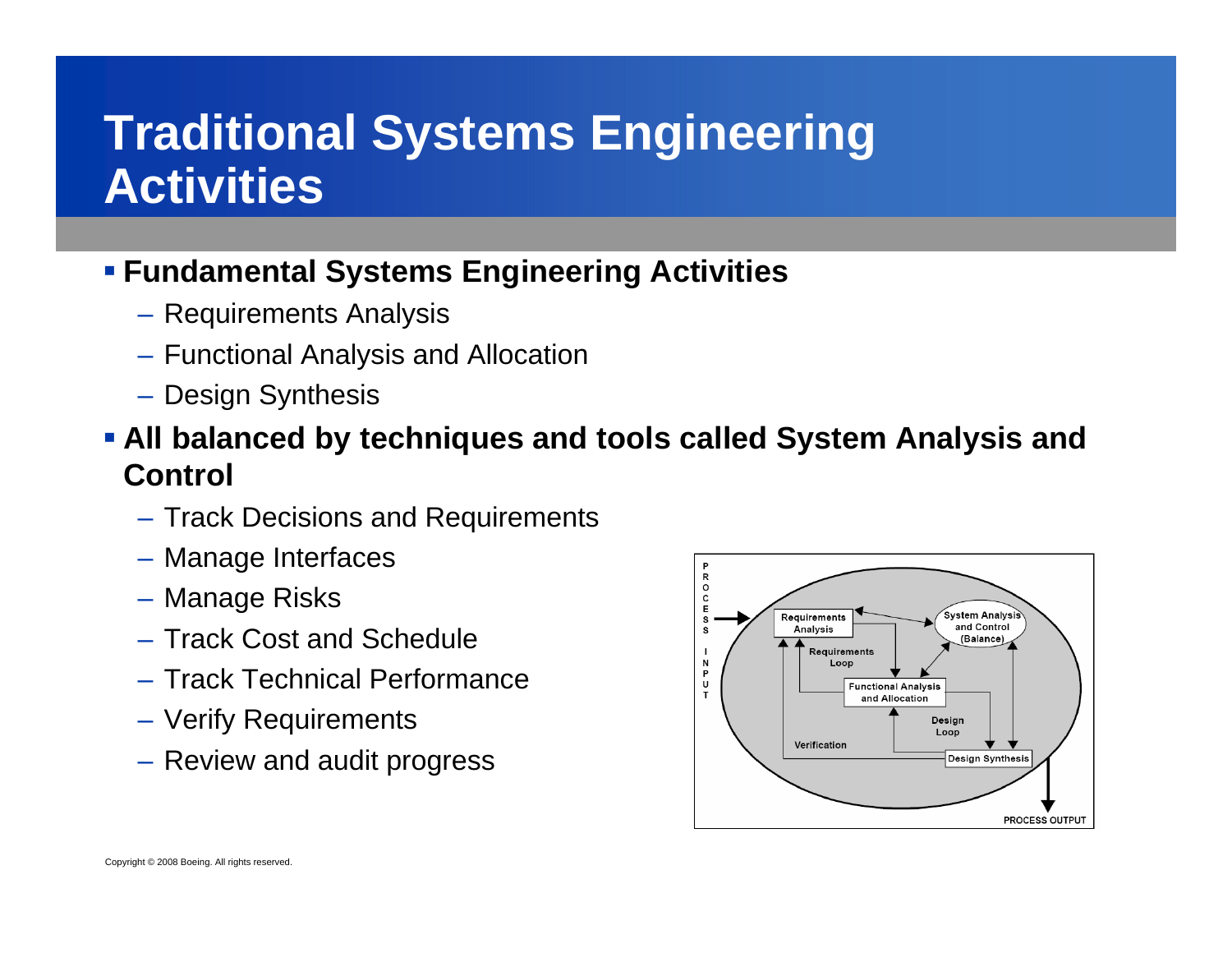# Traditional Systems Engineering Activities

- **Fundamental Systems Engineering Activities**
  - Requirements Analysis
  - Functional Analysis and Allocation
  - Design Synthesis
- **All balanced by techniques and tools called System Analysis and Control**
  - Track Decisions and Requirements
  - Manage Interfaces
  - Manage Risks
  - Track Cost and Schedule
  - Track Technical Performance
  - Verify Requirements
  - Review and audit progress

Copyright © 2008 Boeing. All rights reserved.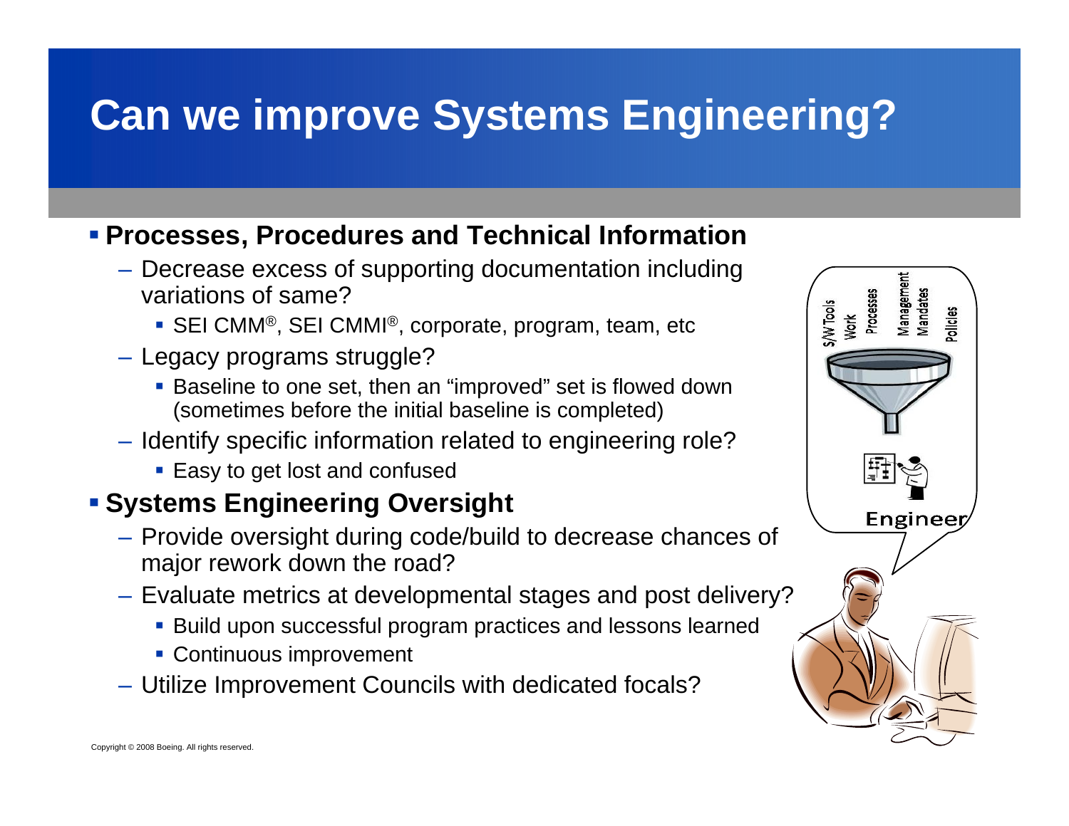# Can we improve Systems Engineering?

- **Processes, Procedures and Technical Information**
  - Decrease excess of supporting documentation including variations of same?
    - SEI CMM®, SEI CMMI®, corporate, program, team, etc
  - Legacy programs struggle?
    - Baseline to one set, then an "improved" set is flowed down (sometimes before the initial baseline is completed)
  - Identify specific information related to engineering role?
    - Easy to get lost and confused
- **Systems Engineering Oversight**
  - Provide oversight during code/build to decrease chances of major rework down the road?
  - Evaluate metrics at developmental stages and post delivery?
    - Build upon successful program practices and lessons learned
    - Continuous improvement
  - Utilize Improvement Councils with dedicated focals?

Copyright © 2008 Boeing. All rights reserved.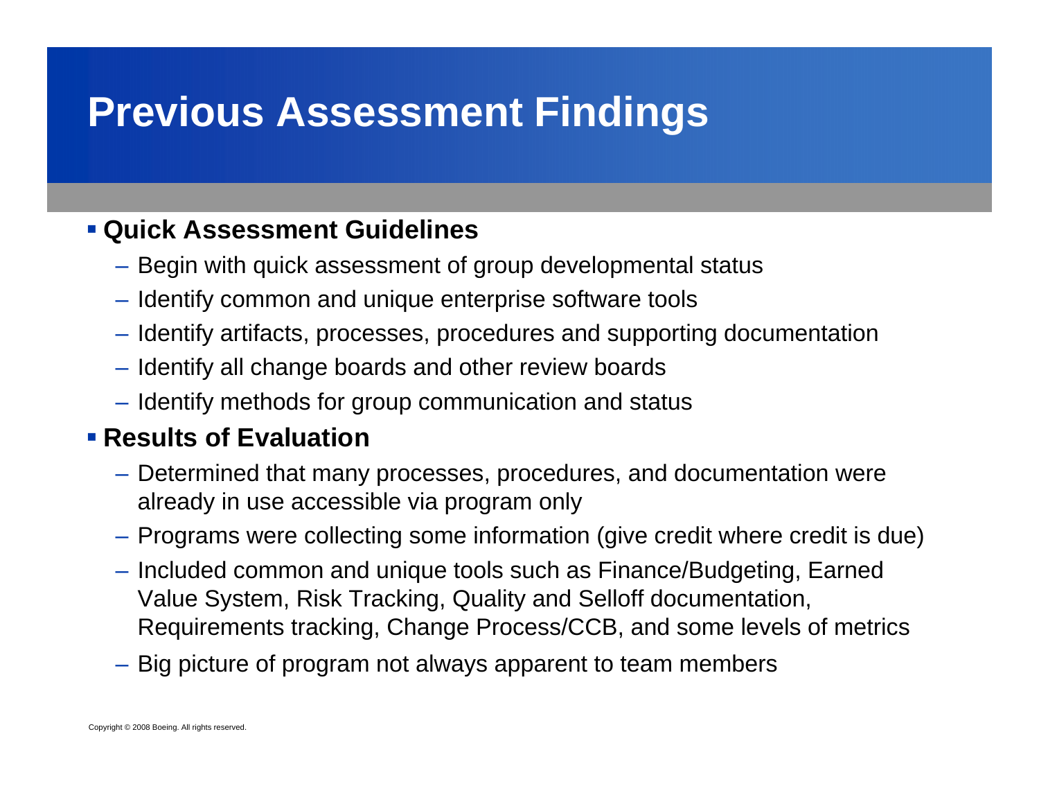# Previous Assessment Findings

- **Quick Assessment Guidelines**
  - Begin with quick assessment of group developmental status
  - Identify common and unique enterprise software tools
  - Identify artifacts, processes, procedures and supporting documentation
  - Identify all change boards and other review boards
  - Identify methods for group communication and status
- **Results of Evaluation**
  - Determined that many processes, procedures, and documentation were already in use accessible via program only
  - Programs were collecting some information (give credit where credit is due)
  - Included common and unique tools such as Finance/Budgeting, Earned Value System, Risk Tracking, Quality and Selloff documentation, Requirements tracking, Change Process/CCB, and some levels of metrics
  - Big picture of program not always apparent to team members

Copyright © 2008 Boeing. All rights reserved.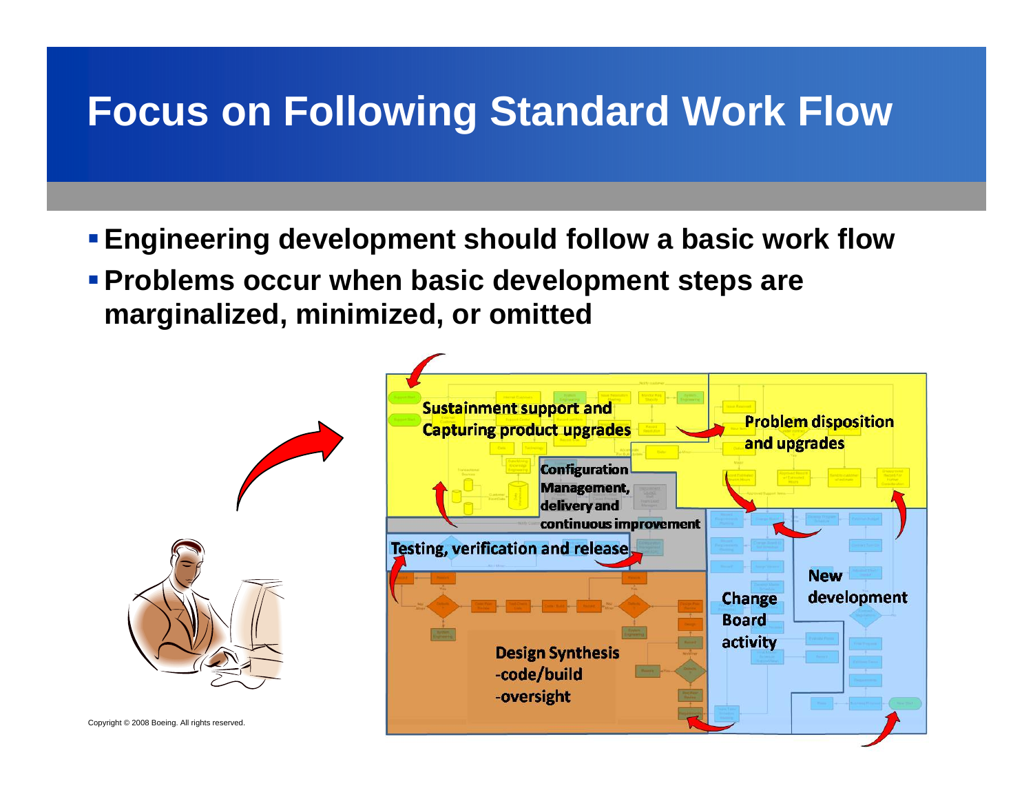# Focus on Following Standard Work Flow

- **Engineering development should follow a basic work flow**
- **Problems occur when basic development steps are marginalized, minimized, or omitted**

Sustainment support and Capturing product upgrades

Problem disposition and upgrades

Configuration Management, delivery and continuous improvement

Testing, verification and release

New development

Change Board activity

Design Synthesis
-code/build
-oversight

Copyright © 2008 Boeing. All rights reserved.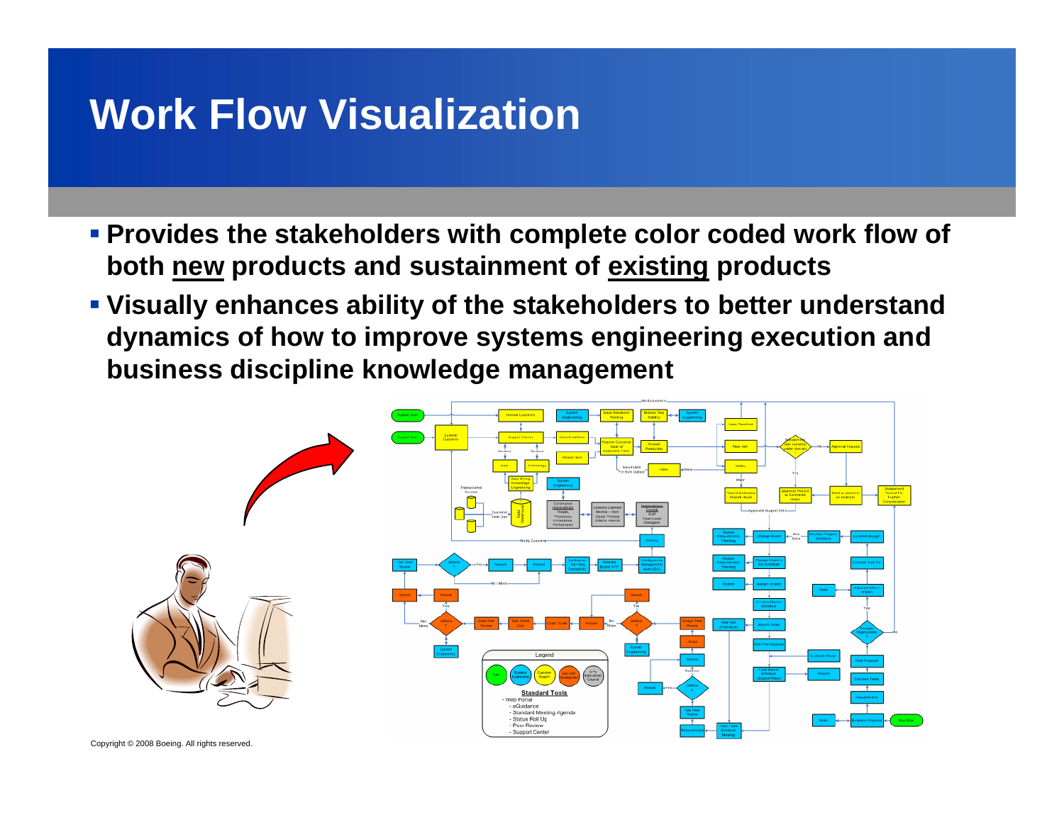# Work Flow Visualization

- **Provides the stakeholders with complete color coded work flow of both <u>new</u> products and sustainment of <u>existing</u> products**
- **Visually enhances ability of the stakeholders to better understand dynamics of how to improve systems engineering execution and business discipline knowledge management**

Copyright © 2008 Boeing. All rights reserved.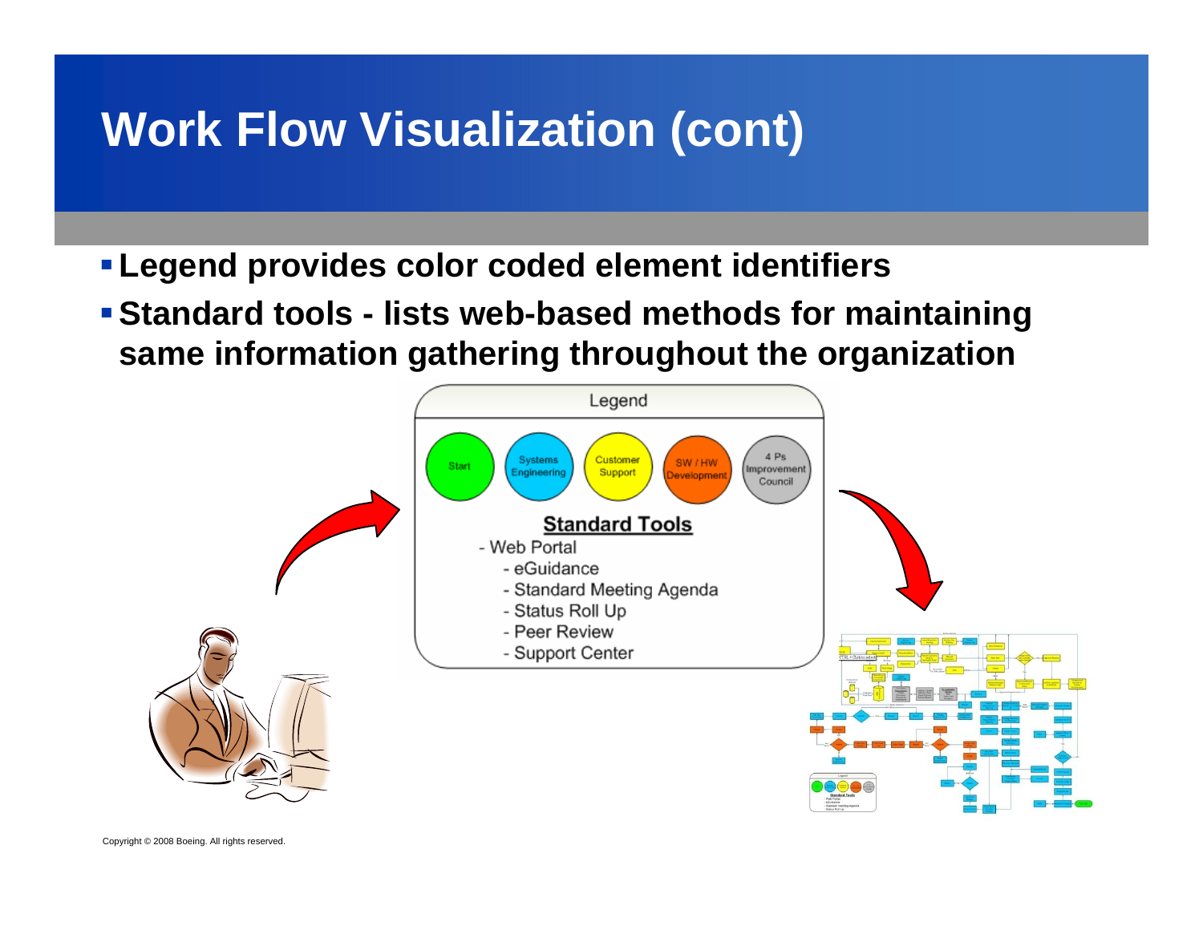# Work Flow Visualization (cont)

- **Legend provides color coded element identifiers**
- **Standard tools - lists web-based methods for maintaining same information gathering throughout the organization**

Legend

Start | Systems Engineering | Customer Support | SW / HW Development | 4 Ps Improvement Council

**Standard Tools**

- Web Portal
  - eGuidance
  - Standard Meeting Agenda
  - Status Roll Up
  - Peer Review
  - Support Center

Copyright © 2008 Boeing. All rights reserved.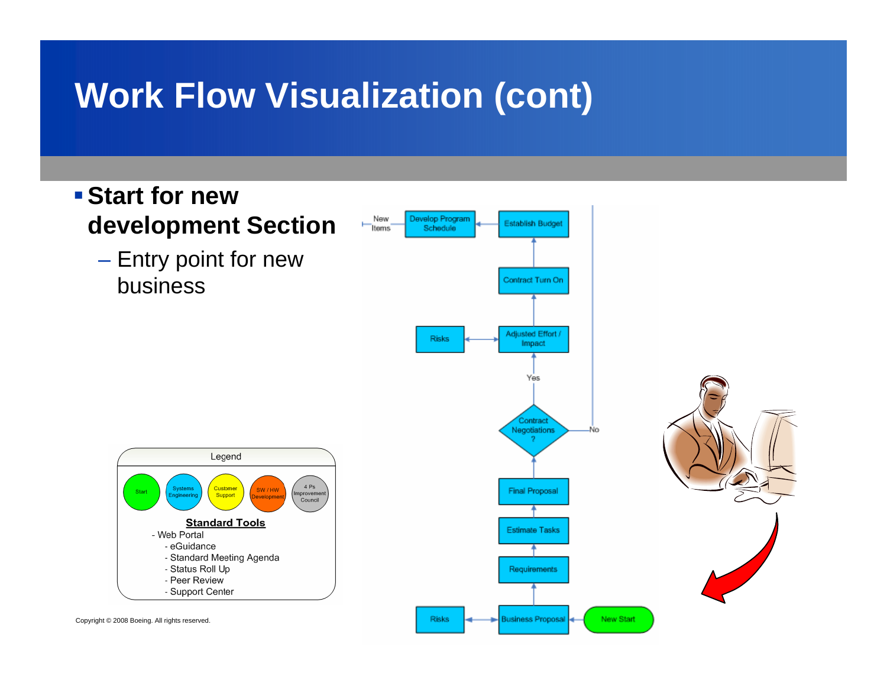# Work Flow Visualization (cont)

- **Start for new development Section**
  - Entry point for new business

New Items

Develop Program Schedule

Establish Budget

Contract Turn On

Risks

Adjusted Effort / Impact

Yes

Contract Negotiations ?

No

Final Proposal

Estimate Tasks

Requirements

Risks

Business Proposal

New Start

Legend

Start | Systems Engineering | Customer Support | SW / HW Development | 4 Ps Improvement Council

**Standard Tools**

- Web Portal
  - eGuidance
  - Standard Meeting Agenda
  - Status Roll Up
  - Peer Review
  - Support Center

Copyright © 2008 Boeing. All rights reserved.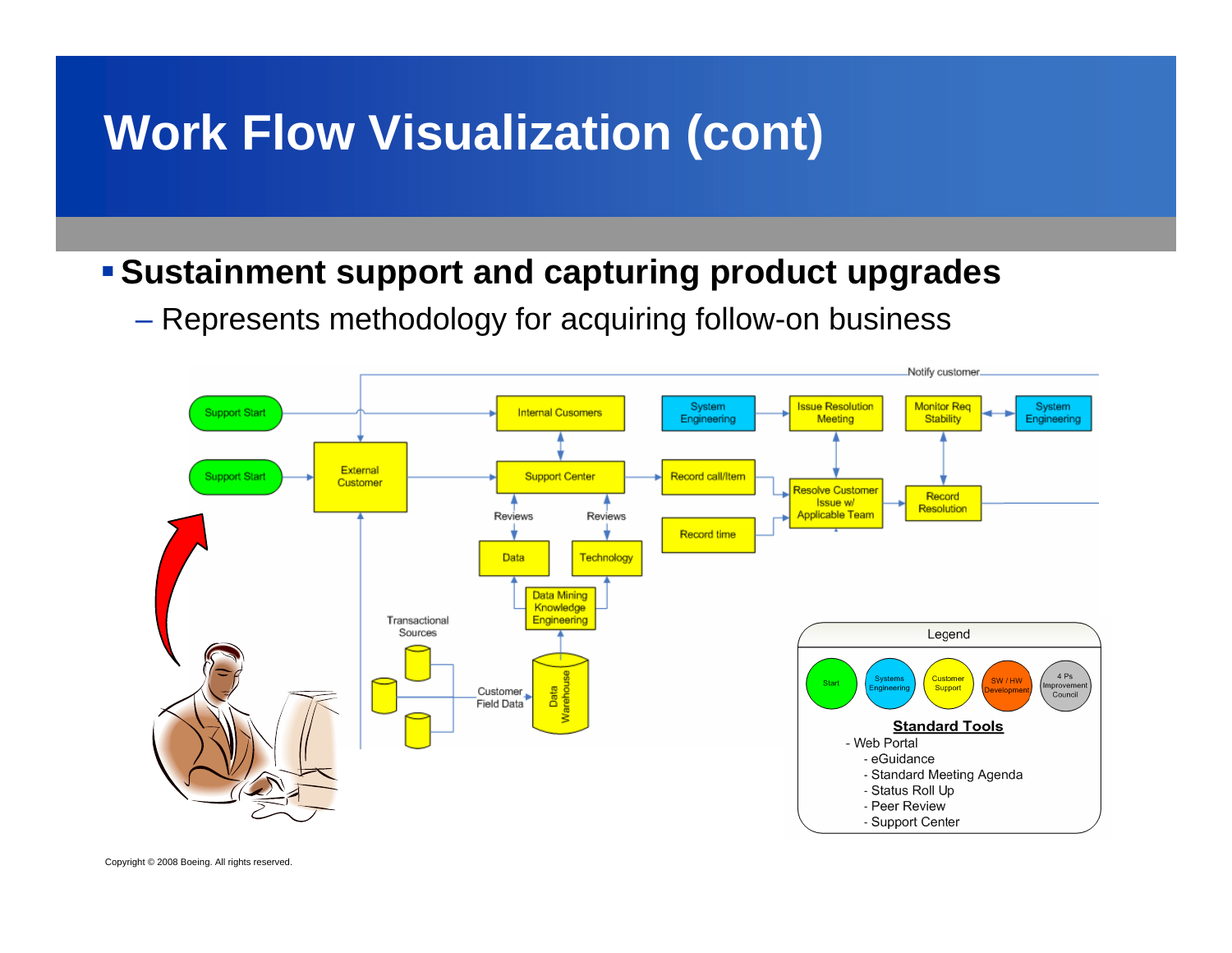# Work Flow Visualization (cont)

- **Sustainment support and capturing product upgrades**
  - Represents methodology for acquiring follow-on business

Notify customer

Support Start

Support Start

External Customer

Internal Cusomers

Support Center

Reviews

Reviews

Data

Technology

Data Mining Knowledge Engineering

Transactional Sources

Customer Field Data

Data Warehouse

System Engineering

Record call/Item

Record time

Issue Resolution Meeting

Resolve Customer Issue w/ Applicable Team

Monitor Req Stability

Record Resolution

System Engineering

Legend

Start | Systems Engineering | Customer Support | SW / HW Development | 4 Ps Improvement Council

**Standard Tools**

- Web Portal
  - eGuidance
  - Standard Meeting Agenda
  - Status Roll Up
  - Peer Review
  - Support Center

Copyright © 2008 Boeing. All rights reserved.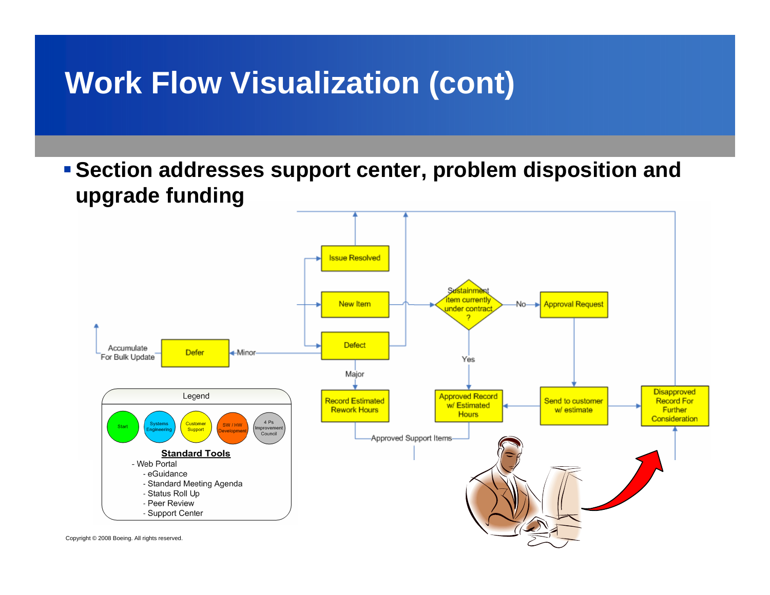# Work Flow Visualization (cont)

- **Section addresses support center, problem disposition and upgrade funding**

Issue Resolved

New Item

Sustainment item currently under contract ?

No

Approval Request

Accumulate For Bulk Update

Defer

Minor

Defect

Yes

Major

Record Estimated Rework Hours

Approved Record w/ Estimated Hours

Send to customer w/ estimate

Disapproved Record For Further Consideration

Approved Support Items

Legend

Start | Systems Engineering | Customer Support | SW / HW Development | 4 Ps Improvement Council

**Standard Tools**

- Web Portal
  - eGuidance
  - Standard Meeting Agenda
  - Status Roll Up
  - Peer Review
  - Support Center

Copyright © 2008 Boeing. All rights reserved.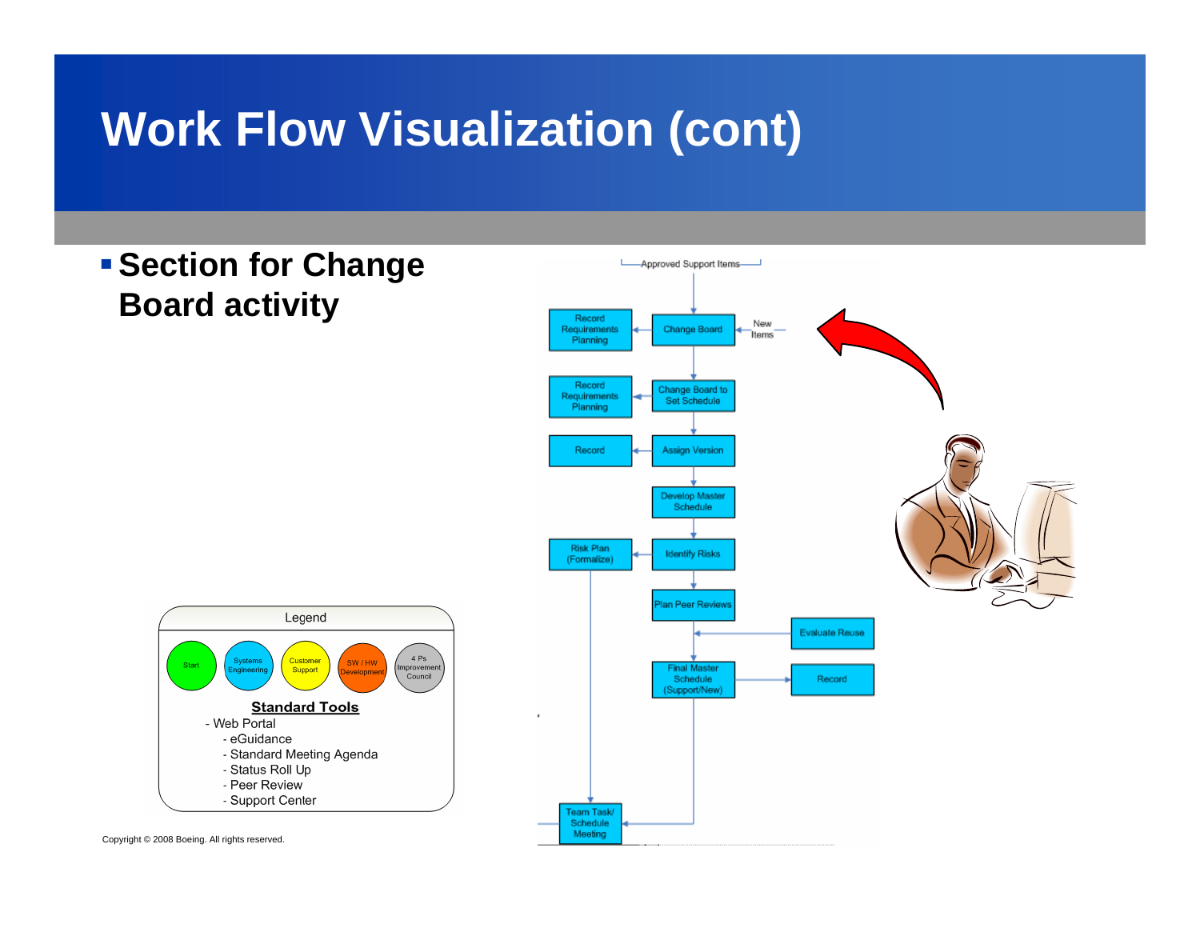# Work Flow Visualization (cont)

- **Section for Change Board activity**

Approved Support Items

Record Requirements Planning | Change Board | New Items

Record Requirements Planning | Change Board to Set Schedule

Record | Assign Version

Develop Master Schedule

Risk Plan (Formalize) | Identify Risks

Plan Peer Reviews

Evaluate Reuse

Final Master Schedule (Support/New) | Record

Team Task/ Schedule Meeting

Legend

Start | Systems Engineering | Customer Support | SW / HW Development | 4 Ps Improvement Council

**Standard Tools**

- Web Portal
  - eGuidance
  - Standard Meeting Agenda
  - Status Roll Up
  - Peer Review
  - Support Center

Copyright © 2008 Boeing. All rights reserved.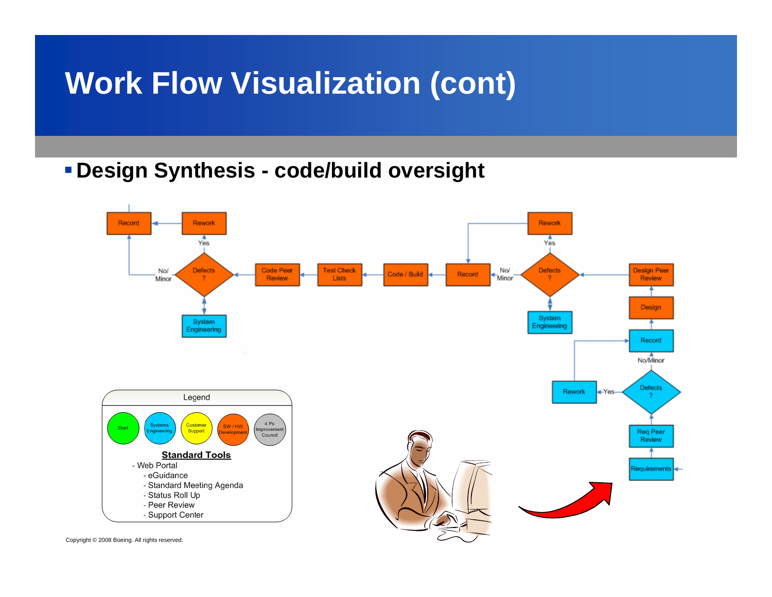# Work Flow Visualization (cont)

- **Design Synthesis - code/build oversight**

Record ← Rework

Yes

No/ Minor — Defects ? ← Code Peer Review ← Test Check Lists ← Code / Build ← Record ← No/ Minor — Defects ? ← Design Peer Review

System Engineering

Rework

Yes

System Engineering

Design

Record

No/Minor

Rework ← Yes — Defects ?

Req Peer Review

Requirements

Legend

Start | Systems Engineering | Customer Support | SW / HW Development | 4 Ps Improvement Council

**Standard Tools**

- Web Portal
  - eGuidance
  - Standard Meeting Agenda
  - Status Roll Up
  - Peer Review
  - Support Center

Copyright © 2008 Boeing. All rights reserved.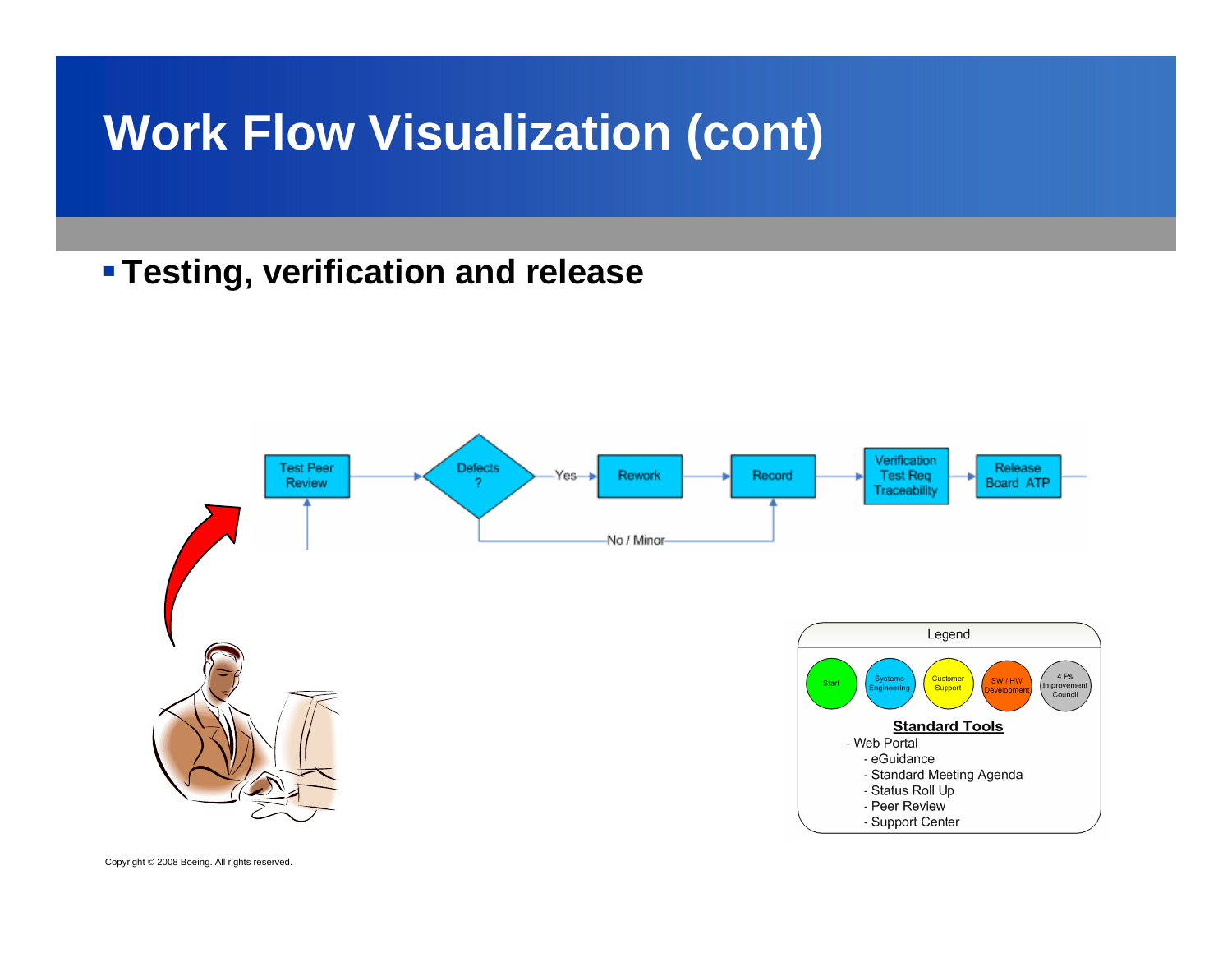# Work Flow Visualization (cont)

- **Testing, verification and release**

Test Peer Review → Defects ? — Yes → Rework → Record → Verification Test Req Traceability → Release Board ATP →

Defects ? — No / Minor → Record

Legend

Start | Systems Engineering | Customer Support | SW / HW Development | 4 Ps Improvement Council

**Standard Tools**

- Web Portal
  - eGuidance
  - Standard Meeting Agenda
  - Status Roll Up
  - Peer Review
  - Support Center

Copyright © 2008 Boeing. All rights reserved.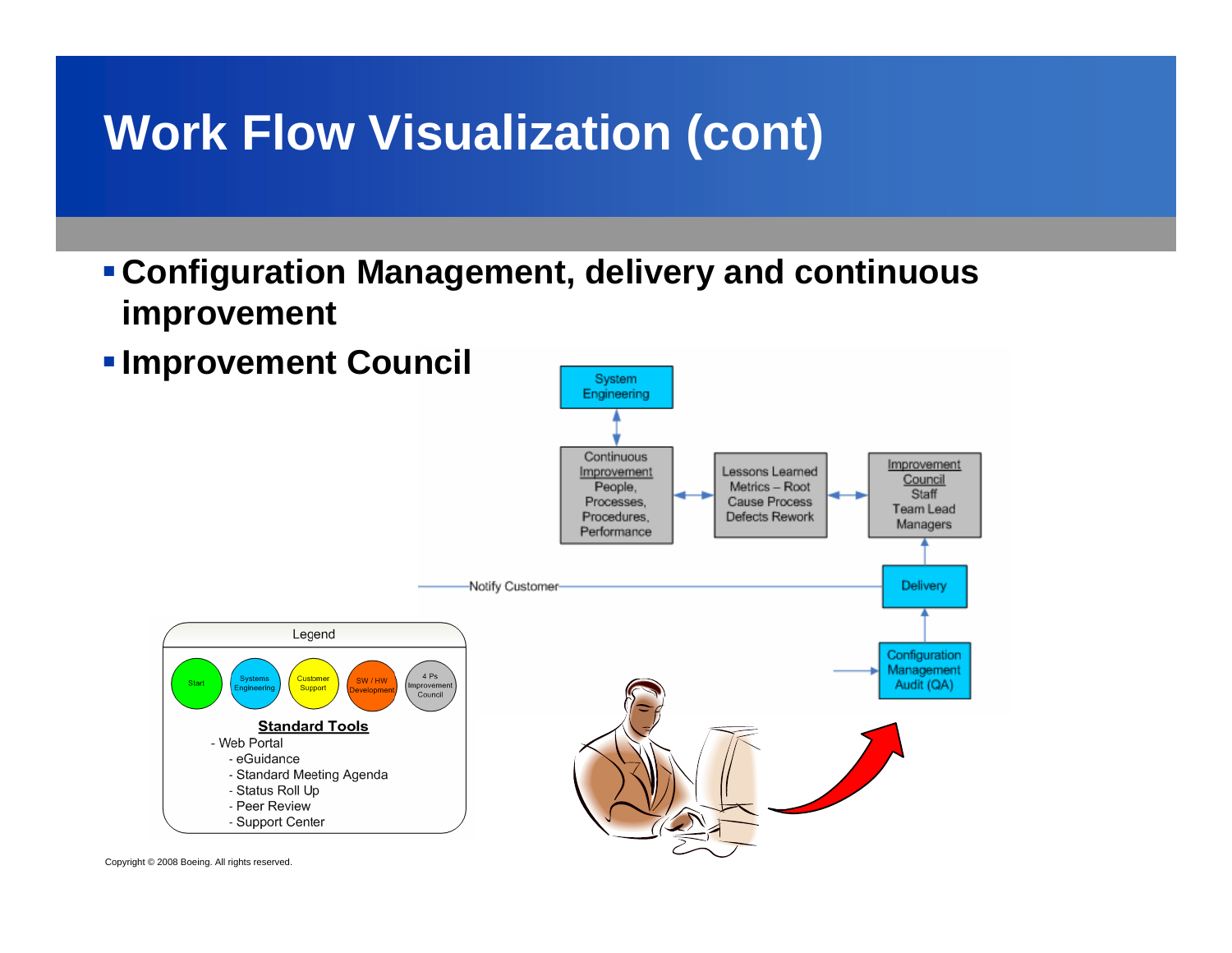# Work Flow Visualization (cont)

- **Configuration Management, delivery and continuous improvement**
- **Improvement Council**

System Engineering

Continuous Improvement
People, Processes, Procedures, Performance

Lessons Learned
Metrics – Root Cause Process
Defects Rework

Improvement Council
Staff
Team Lead
Managers

Notify Customer

Delivery

Configuration Management Audit (QA)

Legend

Start | Systems Engineering | Customer Support | SW / HW Development | 4 Ps Improvement Council

**Standard Tools**

- Web Portal
  - eGuidance
  - Standard Meeting Agenda
  - Status Roll Up
  - Peer Review
  - Support Center

Copyright © 2008 Boeing. All rights reserved.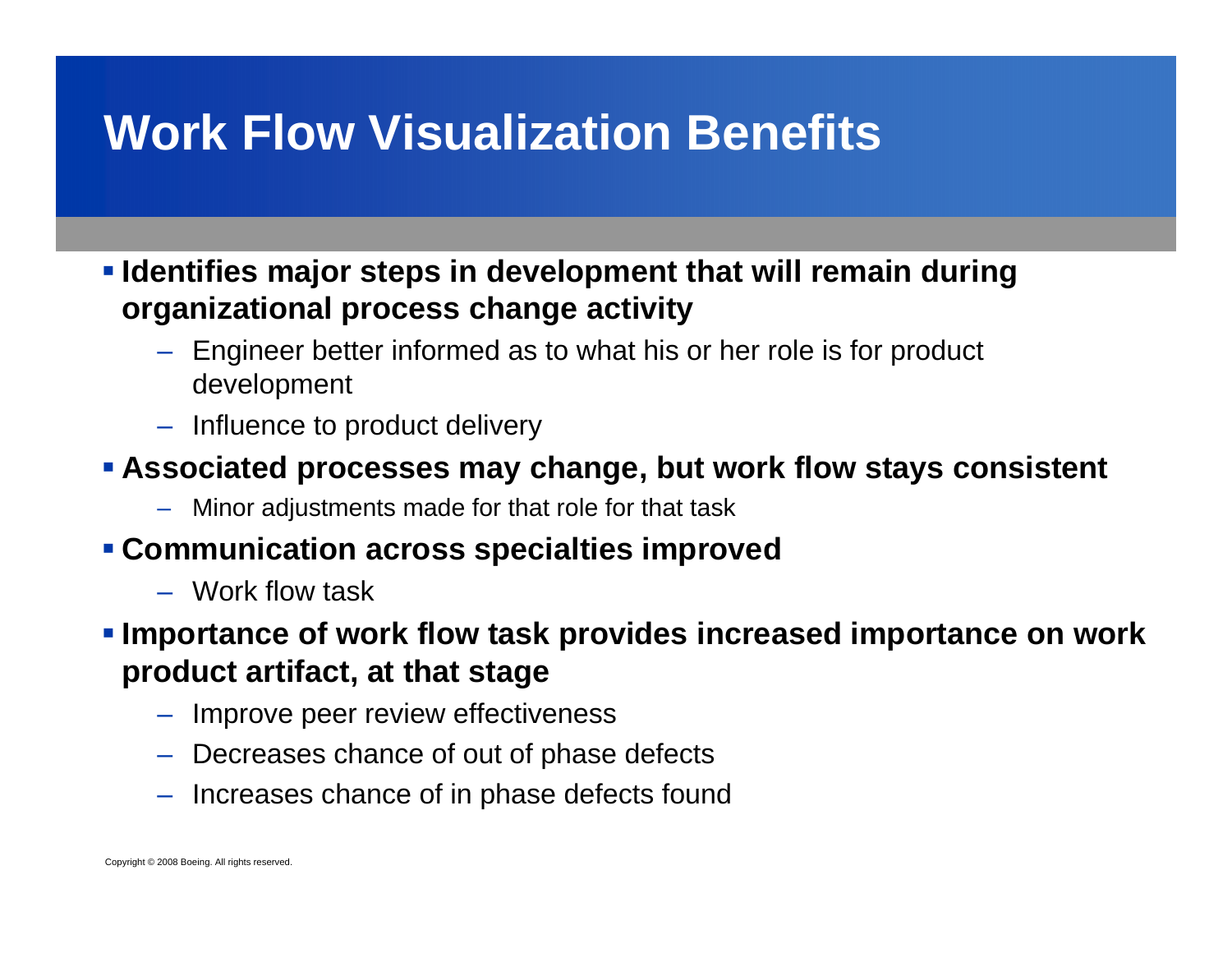# Work Flow Visualization Benefits

- **Identifies major steps in development that will remain during organizational process change activity**
  - Engineer better informed as to what his or her role is for product development
  - Influence to product delivery
- **Associated processes may change, but work flow stays consistent**
  - Minor adjustments made for that role for that task
- **Communication across specialties improved**
  - Work flow task
- **Importance of work flow task provides increased importance on work product artifact, at that stage**
  - Improve peer review effectiveness
  - Decreases chance of out of phase defects
  - Increases chance of in phase defects found

Copyright © 2008 Boeing. All rights reserved.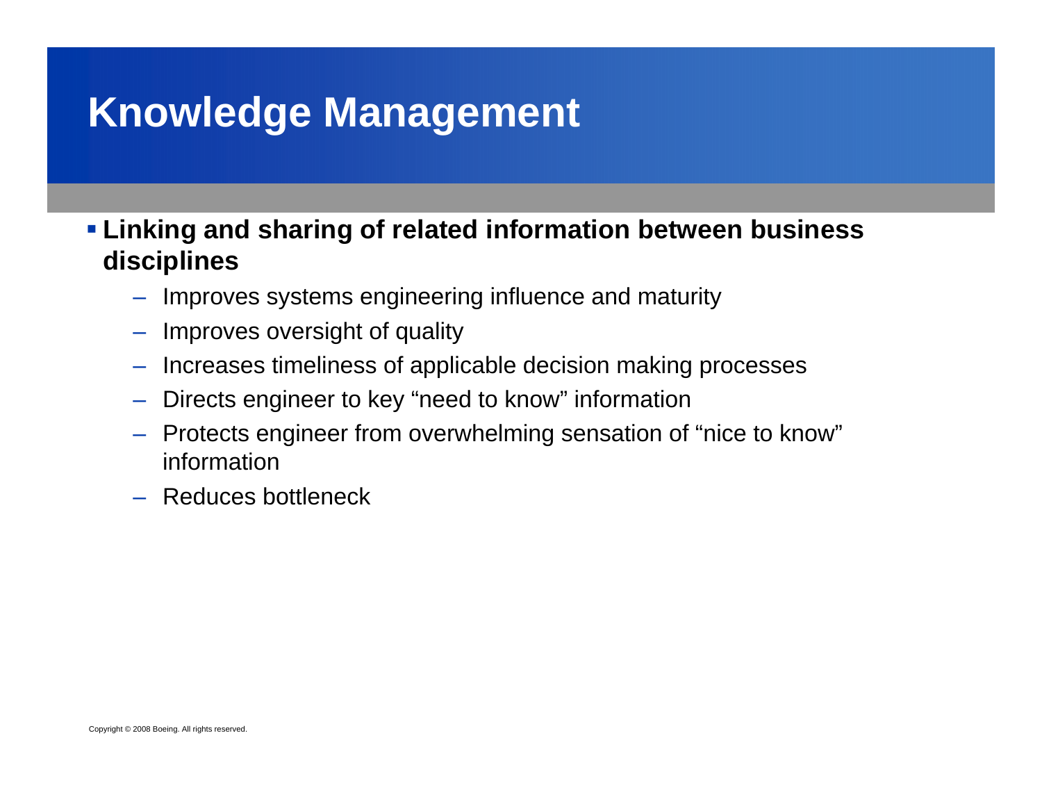# Knowledge Management

- **Linking and sharing of related information between business disciplines**
  - Improves systems engineering influence and maturity
  - Improves oversight of quality
  - Increases timeliness of applicable decision making processes
  - Directs engineer to key “need to know” information
  - Protects engineer from overwhelming sensation of “nice to know” information
  - Reduces bottleneck

Copyright © 2008 Boeing. All rights reserved.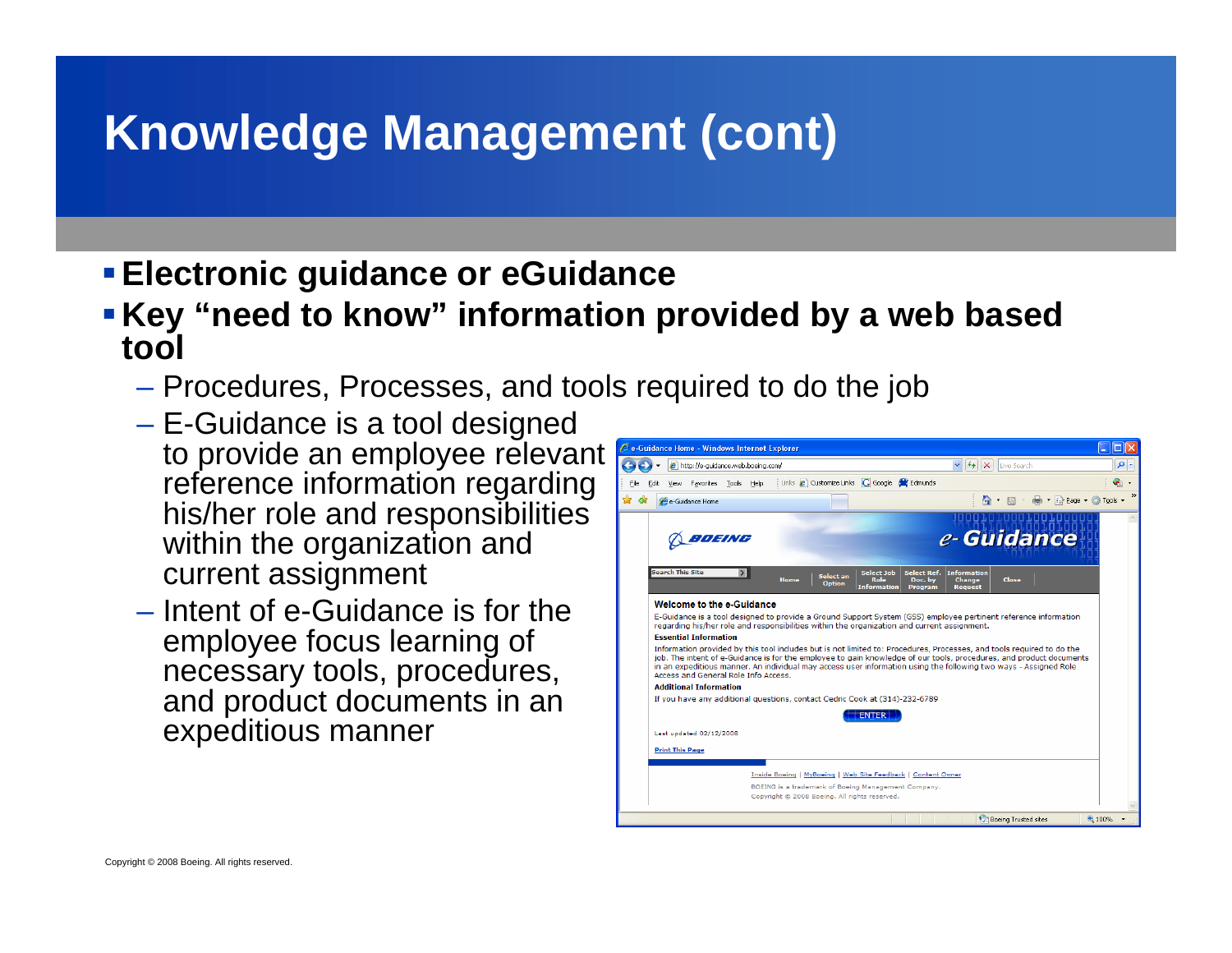# Knowledge Management (cont)

- **Electronic guidance or eGuidance**
- **Key "need to know" information provided by a web based tool**
  - Procedures, Processes, and tools required to do the job
  - E-Guidance is a tool designed to provide an employee relevant reference information regarding his/her role and responsibilities within the organization and current assignment
  - Intent of e-Guidance is for the employee focus learning of necessary tools, procedures, and product documents in an expeditious manner

Copyright © 2008 Boeing. All rights reserved.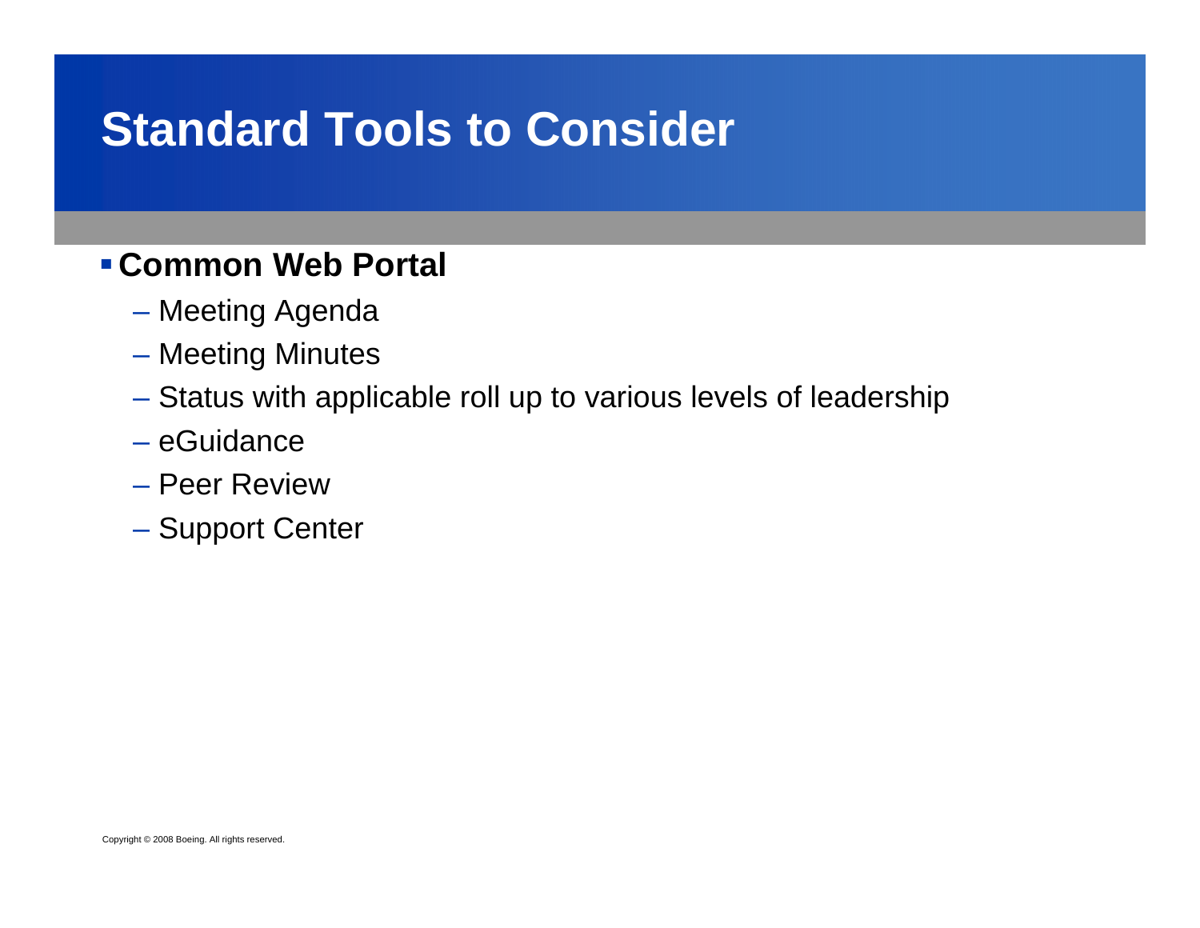# Standard Tools to Consider

- **Common Web Portal**
  - Meeting Agenda
  - Meeting Minutes
  - Status with applicable roll up to various levels of leadership
  - eGuidance
  - Peer Review
  - Support Center

Copyright © 2008 Boeing. All rights reserved.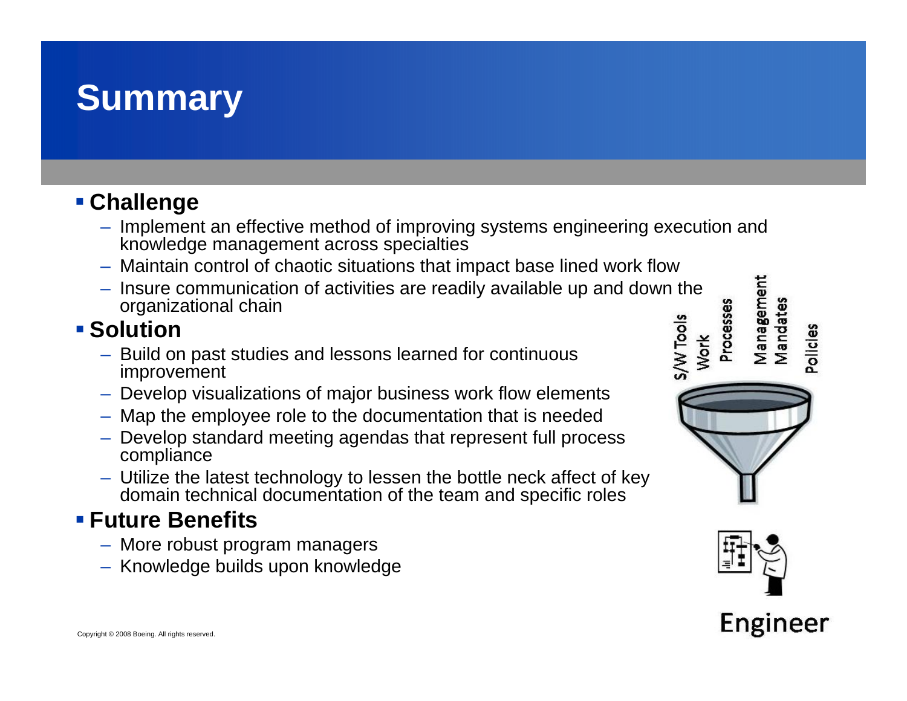# Summary

- **Challenge**
  - Implement an effective method of improving systems engineering execution and knowledge management across specialties
  - Maintain control of chaotic situations that impact base lined work flow
  - Insure communication of activities are readily available up and down the organizational chain
- **Solution**
  - Build on past studies and lessons learned for continuous improvement
  - Develop visualizations of major business work flow elements
  - Map the employee role to the documentation that is needed
  - Develop standard meeting agendas that represent full process compliance
  - Utilize the latest technology to lessen the bottle neck affect of key domain technical documentation of the team and specific roles
- **Future Benefits**
  - More robust program managers
  - Knowledge builds upon knowledge

S/W Tools, Work, Processes, Management Mandates, Policies

Engineer

Copyright © 2008 Boeing. All rights reserved.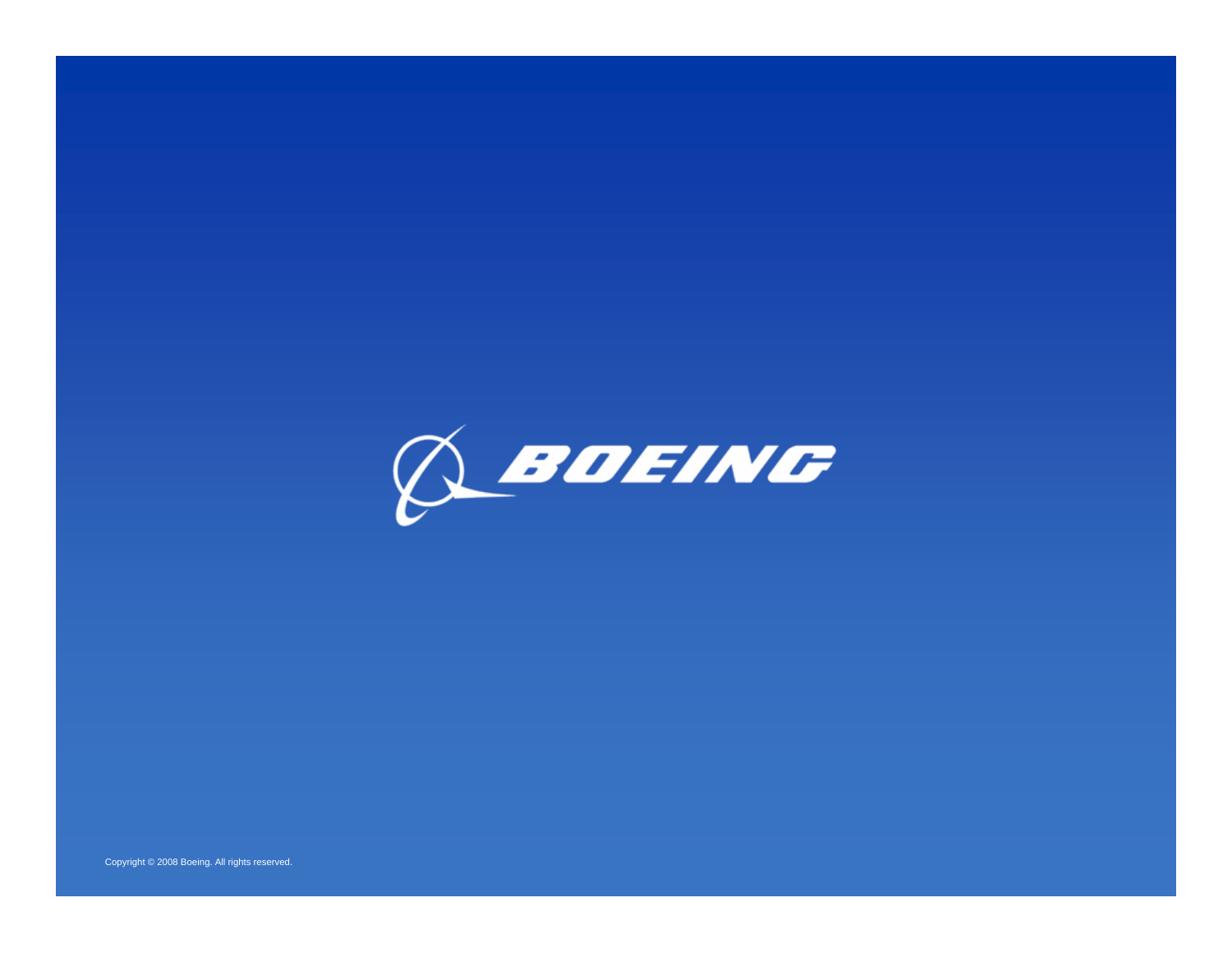BOEING

Copyright © 2008 Boeing. All rights reserved.